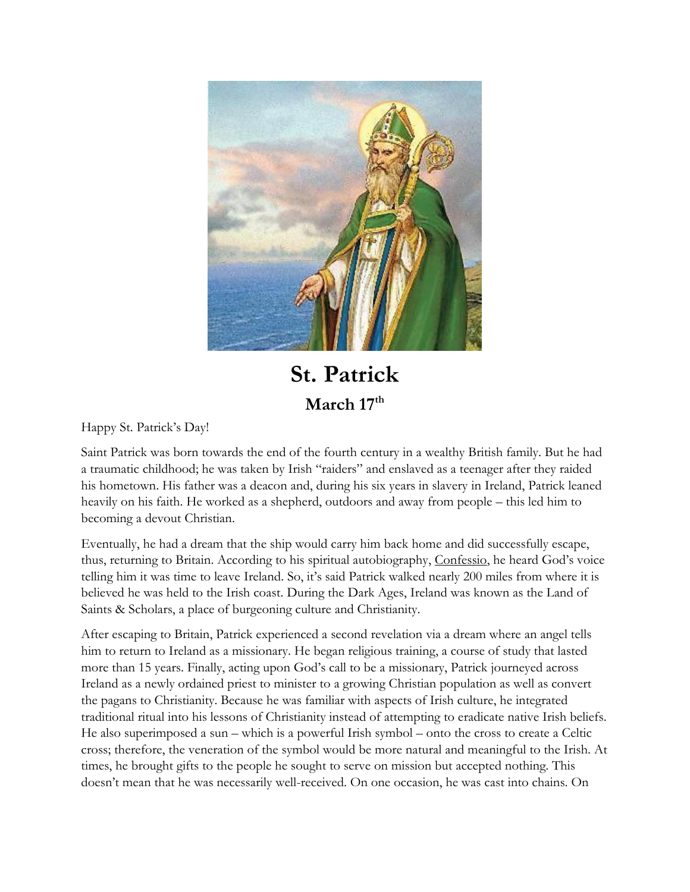# St. Patrick

## March 17th

Happy St. Patrick's Day!

Saint Patrick was born towards the end of the fourth century in a wealthy British family. But he had a traumatic childhood; he was taken by Irish "raiders" and enslaved as a teenager after they raided his hometown. His father was a deacon and, during his six years in slavery in Ireland, Patrick leaned heavily on his faith. He worked as a shepherd, outdoors and away from people – this led him to becoming a devout Christian.

Eventually, he had a dream that the ship would carry him back home and did successfully escape, thus, returning to Britain. According to his spiritual autobiography, Confessio, he heard God's voice telling him it was time to leave Ireland. So, it's said Patrick walked nearly 200 miles from where it is believed he was held to the Irish coast. During the Dark Ages, Ireland was known as the Land of Saints & Scholars, a place of burgeoning culture and Christianity.

After escaping to Britain, Patrick experienced a second revelation via a dream where an angel tells him to return to Ireland as a missionary. He began religious training, a course of study that lasted more than 15 years. Finally, acting upon God's call to be a missionary, Patrick journeyed across Ireland as a newly ordained priest to minister to a growing Christian population as well as convert the pagans to Christianity. Because he was familiar with aspects of Irish culture, he integrated traditional ritual into his lessons of Christianity instead of attempting to eradicate native Irish beliefs. He also superimposed a sun – which is a powerful Irish symbol – onto the cross to create a Celtic cross; therefore, the veneration of the symbol would be more natural and meaningful to the Irish. At times, he brought gifts to the people he sought to serve on mission but accepted nothing. This doesn't mean that he was necessarily well-received. On one occasion, he was cast into chains. On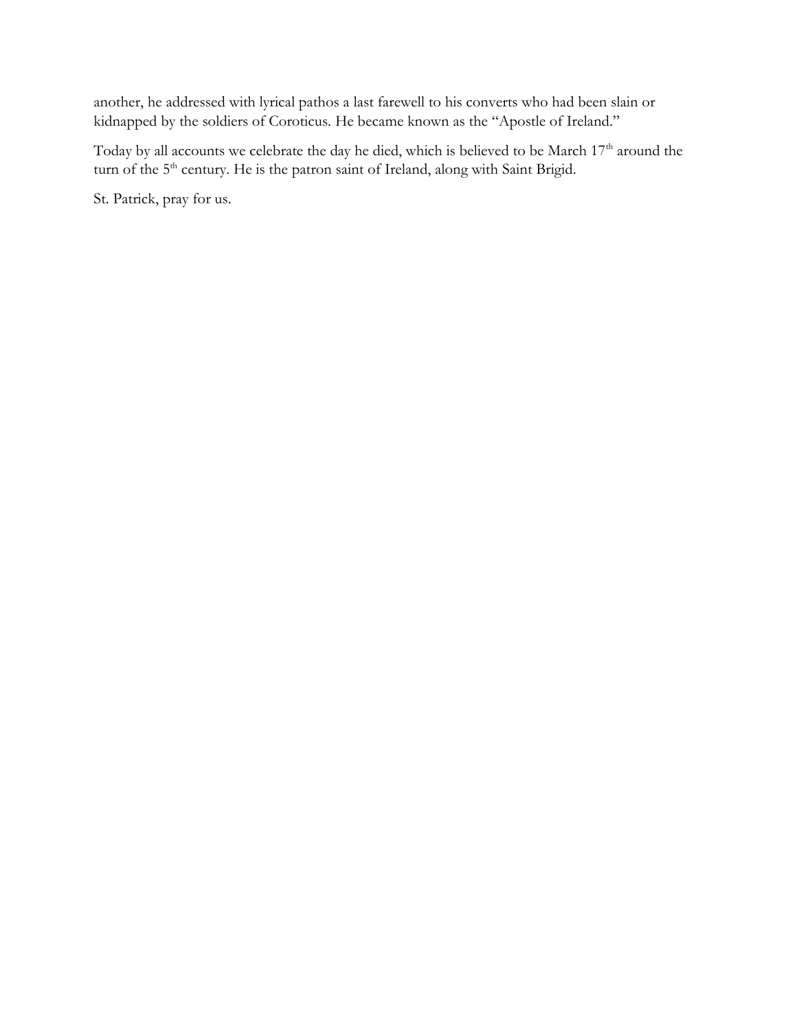another, he addressed with lyrical pathos a last farewell to his converts who had been slain or kidnapped by the soldiers of Coroticus. He became known as the "Apostle of Ireland."

Today by all accounts we celebrate the day he died, which is believed to be March 17th around the turn of the 5th century. He is the patron saint of Ireland, along with Saint Brigid.

St. Patrick, pray for us.